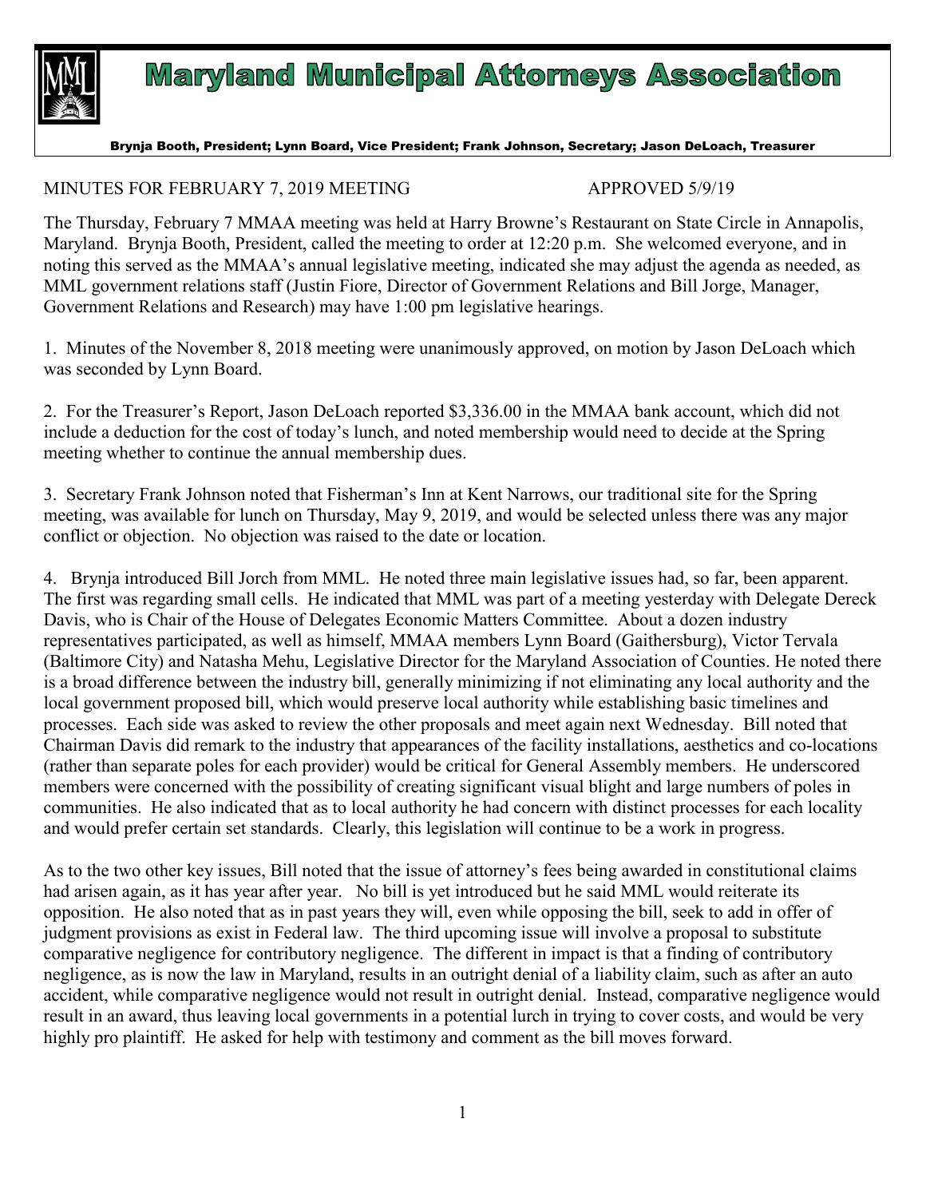# Maryland Municipal Attorneys Association

Brynja Booth, President; Lynn Board, Vice President; Frank Johnson, Secretary; Jason DeLoach, Treasurer

MINUTES FOR FEBRUARY 7, 2019 MEETING APPROVED 5/9/19

The Thursday, February 7 MMAA meeting was held at Harry Browne's Restaurant on State Circle in Annapolis, Maryland. Brynja Booth, President, called the meeting to order at 12:20 p.m. She welcomed everyone, and in noting this served as the MMAA's annual legislative meeting, indicated she may adjust the agenda as needed, as MML government relations staff (Justin Fiore, Director of Government Relations and Bill Jorge, Manager, Government Relations and Research) may have 1:00 pm legislative hearings.

1. Minutes of the November 8, 2018 meeting were unanimously approved, on motion by Jason DeLoach which was seconded by Lynn Board.

2. For the Treasurer's Report, Jason DeLoach reported $3,336.00 in the MMAA bank account, which did not include a deduction for the cost of today's lunch, and noted membership would need to decide at the Spring meeting whether to continue the annual membership dues.

3. Secretary Frank Johnson noted that Fisherman's Inn at Kent Narrows, our traditional site for the Spring meeting, was available for lunch on Thursday, May 9, 2019, and would be selected unless there was any major conflict or objection. No objection was raised to the date or location.

4. Brynja introduced Bill Jorch from MML. He noted three main legislative issues had, so far, been apparent. The first was regarding small cells. He indicated that MML was part of a meeting yesterday with Delegate Dereck Davis, who is Chair of the House of Delegates Economic Matters Committee. About a dozen industry representatives participated, as well as himself, MMAA members Lynn Board (Gaithersburg), Victor Tervala (Baltimore City) and Natasha Mehu, Legislative Director for the Maryland Association of Counties. He noted there is a broad difference between the industry bill, generally minimizing if not eliminating any local authority and the local government proposed bill, which would preserve local authority while establishing basic timelines and processes. Each side was asked to review the other proposals and meet again next Wednesday. Bill noted that Chairman Davis did remark to the industry that appearances of the facility installations, aesthetics and co-locations (rather than separate poles for each provider) would be critical for General Assembly members. He underscored members were concerned with the possibility of creating significant visual blight and large numbers of poles in communities. He also indicated that as to local authority he had concern with distinct processes for each locality and would prefer certain set standards. Clearly, this legislation will continue to be a work in progress.

As to the two other key issues, Bill noted that the issue of attorney's fees being awarded in constitutional claims had arisen again, as it has year after year. No bill is yet introduced but he said MML would reiterate its opposition. He also noted that as in past years they will, even while opposing the bill, seek to add in offer of judgment provisions as exist in Federal law. The third upcoming issue will involve a proposal to substitute comparative negligence for contributory negligence. The different in impact is that a finding of contributory negligence, as is now the law in Maryland, results in an outright denial of a liability claim, such as after an auto accident, while comparative negligence would not result in outright denial. Instead, comparative negligence would result in an award, thus leaving local governments in a potential lurch in trying to cover costs, and would be very highly pro plaintiff. He asked for help with testimony and comment as the bill moves forward.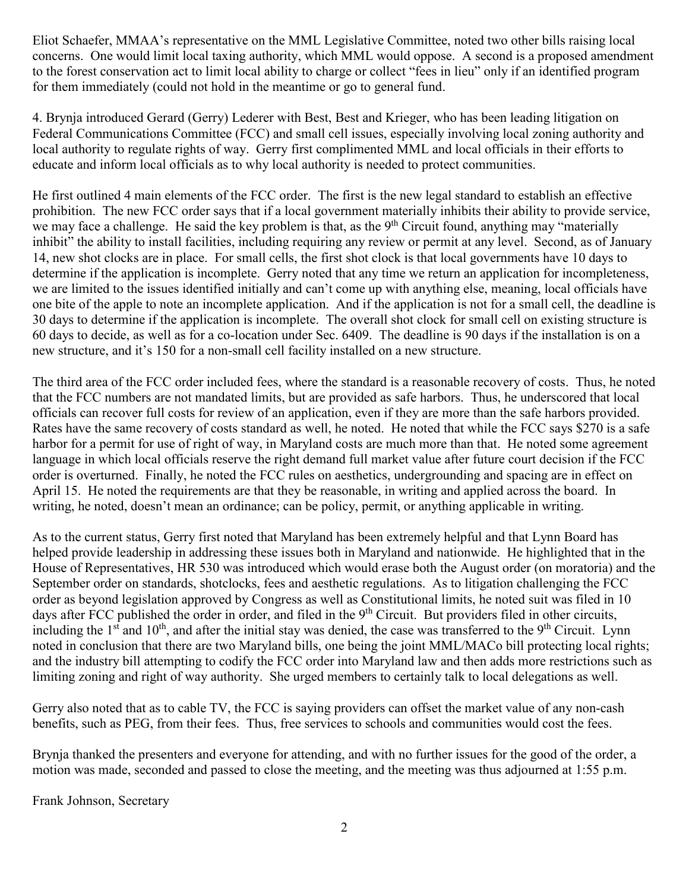Eliot Schaefer, MMAA's representative on the MML Legislative Committee, noted two other bills raising local concerns. One would limit local taxing authority, which MML would oppose. A second is a proposed amendment to the forest conservation act to limit local ability to charge or collect "fees in lieu" only if an identified program for them immediately (could not hold in the meantime or go to general fund.

4. Brynja introduced Gerard (Gerry) Lederer with Best, Best and Krieger, who has been leading litigation on Federal Communications Committee (FCC) and small cell issues, especially involving local zoning authority and local authority to regulate rights of way. Gerry first complimented MML and local officials in their efforts to educate and inform local officials as to why local authority is needed to protect communities.

He first outlined 4 main elements of the FCC order. The first is the new legal standard to establish an effective prohibition. The new FCC order says that if a local government materially inhibits their ability to provide service, we may face a challenge. He said the key problem is that, as the 9th Circuit found, anything may "materially inhibit" the ability to install facilities, including requiring any review or permit at any level. Second, as of January 14, new shot clocks are in place. For small cells, the first shot clock is that local governments have 10 days to determine if the application is incomplete. Gerry noted that any time we return an application for incompleteness, we are limited to the issues identified initially and can't come up with anything else, meaning, local officials have one bite of the apple to note an incomplete application. And if the application is not for a small cell, the deadline is 30 days to determine if the application is incomplete. The overall shot clock for small cell on existing structure is 60 days to decide, as well as for a co-location under Sec. 6409. The deadline is 90 days if the installation is on a new structure, and it's 150 for a non-small cell facility installed on a new structure.

The third area of the FCC order included fees, where the standard is a reasonable recovery of costs. Thus, he noted that the FCC numbers are not mandated limits, but are provided as safe harbors. Thus, he underscored that local officials can recover full costs for review of an application, even if they are more than the safe harbors provided. Rates have the same recovery of costs standard as well, he noted. He noted that while the FCC says $270 is a safe harbor for a permit for use of right of way, in Maryland costs are much more than that. He noted some agreement language in which local officials reserve the right demand full market value after future court decision if the FCC order is overturned. Finally, he noted the FCC rules on aesthetics, undergrounding and spacing are in effect on April 15. He noted the requirements are that they be reasonable, in writing and applied across the board. In writing, he noted, doesn't mean an ordinance; can be policy, permit, or anything applicable in writing.

As to the current status, Gerry first noted that Maryland has been extremely helpful and that Lynn Board has helped provide leadership in addressing these issues both in Maryland and nationwide. He highlighted that in the House of Representatives, HR 530 was introduced which would erase both the August order (on moratoria) and the September order on standards, shotclocks, fees and aesthetic regulations. As to litigation challenging the FCC order as beyond legislation approved by Congress as well as Constitutional limits, he noted suit was filed in 10 days after FCC published the order in order, and filed in the 9th Circuit. But providers filed in other circuits, including the 1st and 10th, and after the initial stay was denied, the case was transferred to the 9th Circuit. Lynn noted in conclusion that there are two Maryland bills, one being the joint MML/MACo bill protecting local rights; and the industry bill attempting to codify the FCC order into Maryland law and then adds more restrictions such as limiting zoning and right of way authority. She urged members to certainly talk to local delegations as well.

Gerry also noted that as to cable TV, the FCC is saying providers can offset the market value of any non-cash benefits, such as PEG, from their fees. Thus, free services to schools and communities would cost the fees.

Brynja thanked the presenters and everyone for attending, and with no further issues for the good of the order, a motion was made, seconded and passed to close the meeting, and the meeting was thus adjourned at 1:55 p.m.

Frank Johnson, Secretary